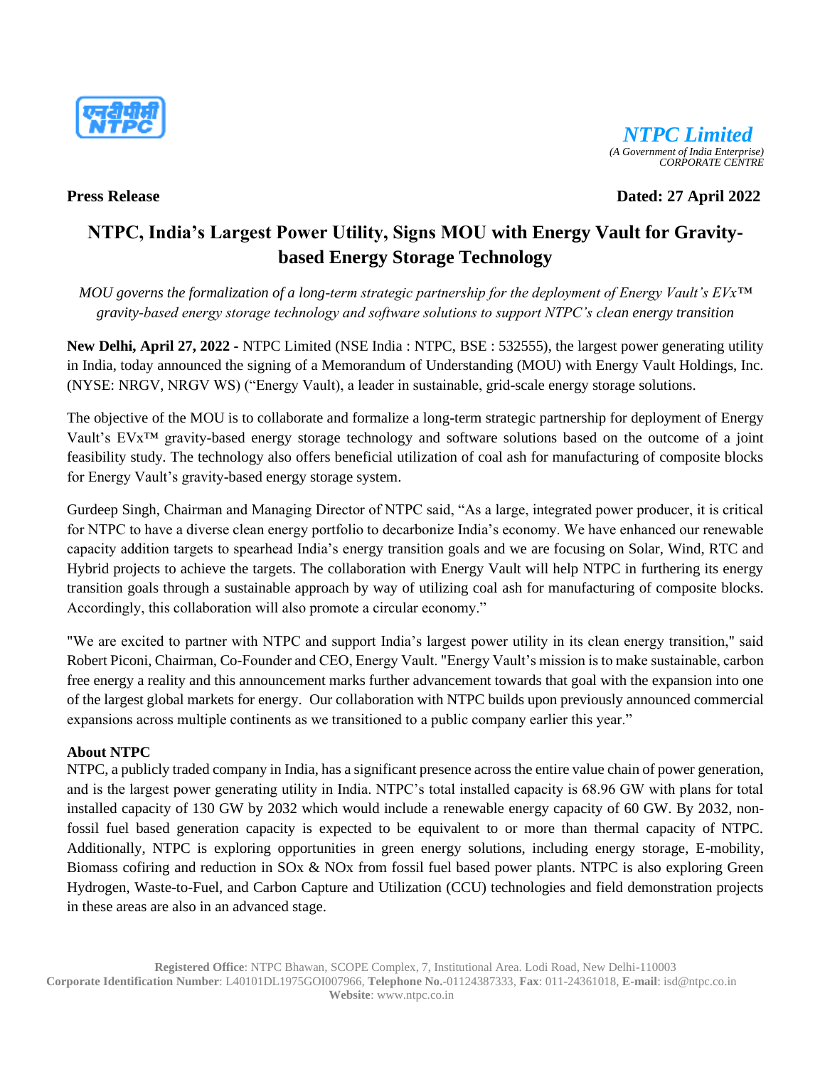**NTPC Limited**
*(A Government of India Enterprise)*
*CORPORATE CENTRE*

**Press Release** **Dated: 27 April 2022**

# NTPC, India's Largest Power Utility, Signs MOU with Energy Vault for Gravity-based Energy Storage Technology

*MOU governs the formalization of a long-term strategic partnership for the deployment of Energy Vault's EVx™ gravity-based energy storage technology and software solutions to support NTPC's clean energy transition*

**New Delhi, April 27, 2022** - NTPC Limited (NSE India : NTPC, BSE : 532555), the largest power generating utility in India, today announced the signing of a Memorandum of Understanding (MOU) with Energy Vault Holdings, Inc. (NYSE: NRGV, NRGV WS) ("Energy Vault), a leader in sustainable, grid-scale energy storage solutions.

The objective of the MOU is to collaborate and formalize a long-term strategic partnership for deployment of Energy Vault's EVx™ gravity-based energy storage technology and software solutions based on the outcome of a joint feasibility study. The technology also offers beneficial utilization of coal ash for manufacturing of composite blocks for Energy Vault's gravity-based energy storage system.

Gurdeep Singh, Chairman and Managing Director of NTPC said, "As a large, integrated power producer, it is critical for NTPC to have a diverse clean energy portfolio to decarbonize India's economy. We have enhanced our renewable capacity addition targets to spearhead India's energy transition goals and we are focusing on Solar, Wind, RTC and Hybrid projects to achieve the targets. The collaboration with Energy Vault will help NTPC in furthering its energy transition goals through a sustainable approach by way of utilizing coal ash for manufacturing of composite blocks. Accordingly, this collaboration will also promote a circular economy."

"We are excited to partner with NTPC and support India's largest power utility in its clean energy transition," said Robert Piconi, Chairman, Co-Founder and CEO, Energy Vault. "Energy Vault's mission is to make sustainable, carbon free energy a reality and this announcement marks further advancement towards that goal with the expansion into one of the largest global markets for energy. Our collaboration with NTPC builds upon previously announced commercial expansions across multiple continents as we transitioned to a public company earlier this year."

**About NTPC**

NTPC, a publicly traded company in India, has a significant presence across the entire value chain of power generation, and is the largest power generating utility in India. NTPC's total installed capacity is 68.96 GW with plans for total installed capacity of 130 GW by 2032 which would include a renewable energy capacity of 60 GW. By 2032, non-fossil fuel based generation capacity is expected to be equivalent to or more than thermal capacity of NTPC. Additionally, NTPC is exploring opportunities in green energy solutions, including energy storage, E-mobility, Biomass cofiring and reduction in $SO_x$ & $NO_x$ from fossil fuel based power plants. NTPC is also exploring Green Hydrogen, Waste-to-Fuel, and Carbon Capture and Utilization (CCU) technologies and field demonstration projects in these areas are also in an advanced stage.

**Registered Office**: NTPC Bhawan, SCOPE Complex, 7, Institutional Area. Lodi Road, New Delhi-110003
**Corporate Identification Number**: L40101DL1975GOI007966, **Telephone No.**-01124387333, **Fax**: 011-24361018, **E-mail**: isd@ntpc.co.in
**Website**: www.ntpc.co.in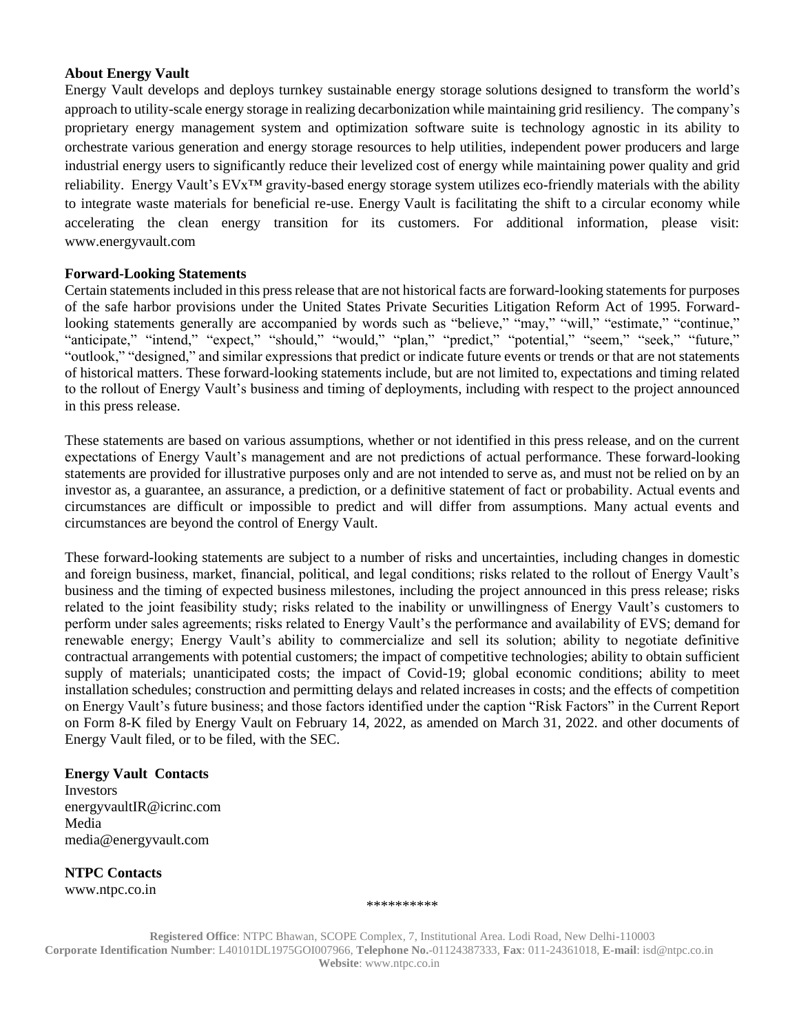**About Energy Vault**

Energy Vault develops and deploys turnkey sustainable energy storage solutions designed to transform the world's approach to utility-scale energy storage in realizing decarbonization while maintaining grid resiliency. The company's proprietary energy management system and optimization software suite is technology agnostic in its ability to orchestrate various generation and energy storage resources to help utilities, independent power producers and large industrial energy users to significantly reduce their levelized cost of energy while maintaining power quality and grid reliability. Energy Vault's EVx™ gravity-based energy storage system utilizes eco-friendly materials with the ability to integrate waste materials for beneficial re-use. Energy Vault is facilitating the shift to a circular economy while accelerating the clean energy transition for its customers. For additional information, please visit: www.energyvault.com

**Forward-Looking Statements**

Certain statements included in this press release that are not historical facts are forward-looking statements for purposes of the safe harbor provisions under the United States Private Securities Litigation Reform Act of 1995. Forward-looking statements generally are accompanied by words such as "believe," "may," "will," "estimate," "continue," "anticipate," "intend," "expect," "should," "would," "plan," "predict," "potential," "seem," "seek," "future," "outlook," "designed," and similar expressions that predict or indicate future events or trends or that are not statements of historical matters. These forward-looking statements include, but are not limited to, expectations and timing related to the rollout of Energy Vault's business and timing of deployments, including with respect to the project announced in this press release.

These statements are based on various assumptions, whether or not identified in this press release, and on the current expectations of Energy Vault's management and are not predictions of actual performance. These forward-looking statements are provided for illustrative purposes only and are not intended to serve as, and must not be relied on by an investor as, a guarantee, an assurance, a prediction, or a definitive statement of fact or probability. Actual events and circumstances are difficult or impossible to predict and will differ from assumptions. Many actual events and circumstances are beyond the control of Energy Vault.

These forward-looking statements are subject to a number of risks and uncertainties, including changes in domestic and foreign business, market, financial, political, and legal conditions; risks related to the rollout of Energy Vault's business and the timing of expected business milestones, including the project announced in this press release; risks related to the joint feasibility study; risks related to the inability or unwillingness of Energy Vault's customers to perform under sales agreements; risks related to Energy Vault's the performance and availability of EVS; demand for renewable energy; Energy Vault's ability to commercialize and sell its solution; ability to negotiate definitive contractual arrangements with potential customers; the impact of competitive technologies; ability to obtain sufficient supply of materials; unanticipated costs; the impact of Covid-19; global economic conditions; ability to meet installation schedules; construction and permitting delays and related increases in costs; and the effects of competition on Energy Vault's future business; and those factors identified under the caption "Risk Factors" in the Current Report on Form 8-K filed by Energy Vault on February 14, 2022, as amended on March 31, 2022. and other documents of Energy Vault filed, or to be filed, with the SEC.

**Energy Vault Contacts**

Investors
energyvaultIR@icrinc.com
Media
media@energyvault.com

**NTPC Contacts**

www.ntpc.co.in

**********

**Registered Office**: NTPC Bhawan, SCOPE Complex, 7, Institutional Area. Lodi Road, New Delhi-110003
**Corporate Identification Number**: L40101DL1975GOI007966, **Telephone No.**-01124387333, **Fax**: 011-24361018, **E-mail**: isd@ntpc.co.in
**Website**: www.ntpc.co.in